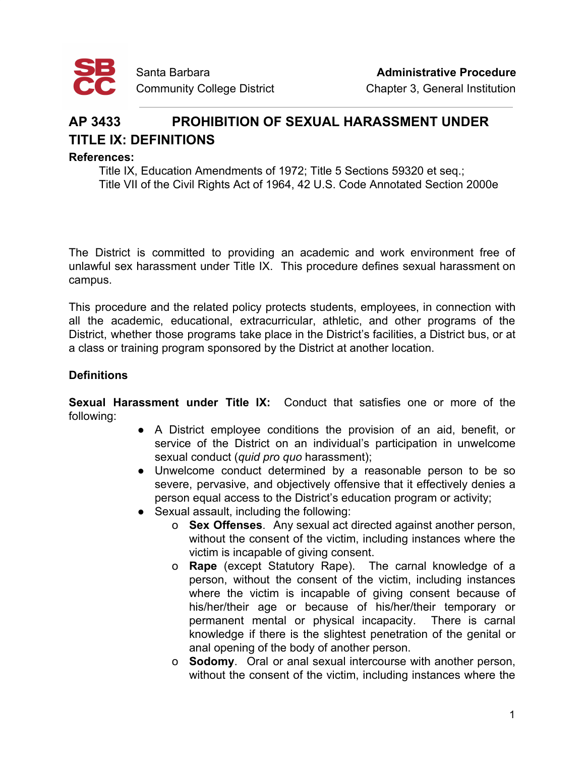Santa Barbara Community College District

**Administrative Procedure**
Chapter 3, General Institution

# AP 3433 PROHIBITION OF SEXUAL HARASSMENT UNDER TITLE IX: DEFINITIONS

**References:**

Title IX, Education Amendments of 1972; Title 5 Sections 59320 et seq.;
Title VII of the Civil Rights Act of 1964, 42 U.S. Code Annotated Section 2000e

The District is committed to providing an academic and work environment free of unlawful sex harassment under Title IX. This procedure defines sexual harassment on campus.

This procedure and the related policy protects students, employees, in connection with all the academic, educational, extracurricular, athletic, and other programs of the District, whether those programs take place in the District's facilities, a District bus, or at a class or training program sponsored by the District at another location.

## Definitions

**Sexual Harassment under Title IX:** Conduct that satisfies one or more of the following:

- A District employee conditions the provision of an aid, benefit, or service of the District on an individual's participation in unwelcome sexual conduct (*quid pro quo* harassment);
- Unwelcome conduct determined by a reasonable person to be so severe, pervasive, and objectively offensive that it effectively denies a person equal access to the District's education program or activity;
- Sexual assault, including the following:
  - **Sex Offenses**. Any sexual act directed against another person, without the consent of the victim, including instances where the victim is incapable of giving consent.
  - **Rape** (except Statutory Rape). The carnal knowledge of a person, without the consent of the victim, including instances where the victim is incapable of giving consent because of his/her/their age or because of his/her/their temporary or permanent mental or physical incapacity. There is carnal knowledge if there is the slightest penetration of the genital or anal opening of the body of another person.
  - **Sodomy**. Oral or anal sexual intercourse with another person, without the consent of the victim, including instances where the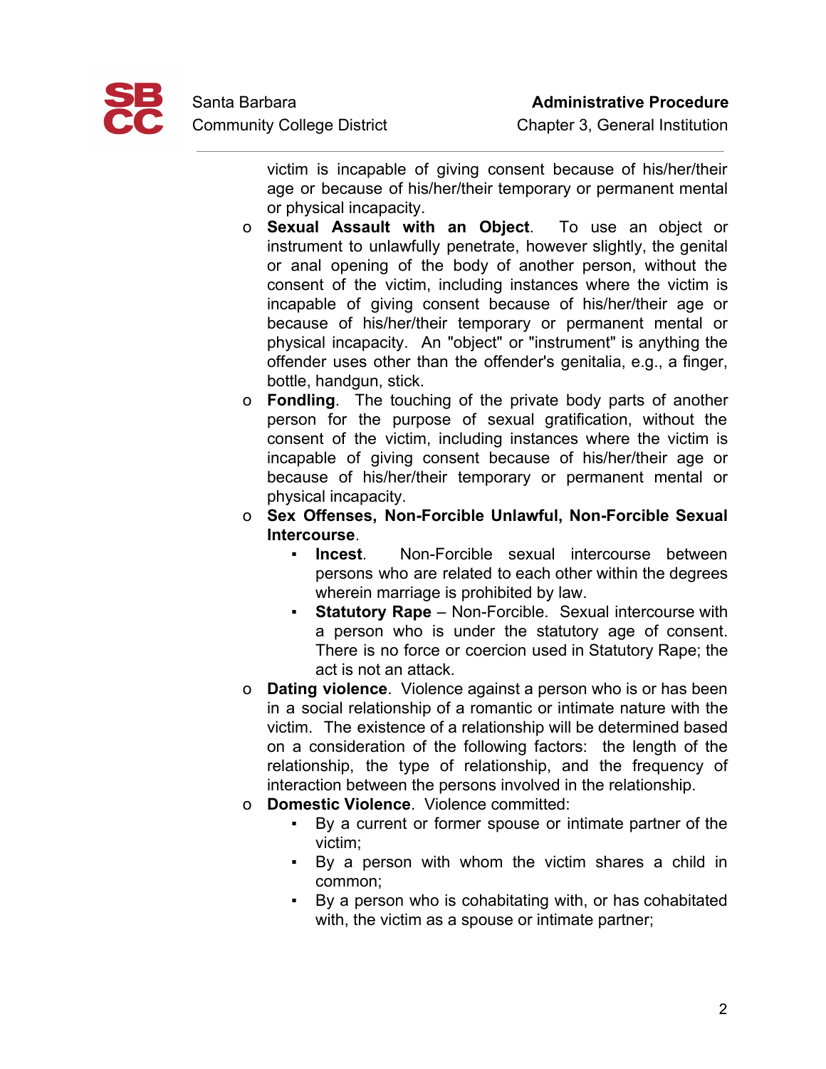victim is incapable of giving consent because of his/her/their age or because of his/her/their temporary or permanent mental or physical incapacity.

- **Sexual Assault with an Object**. To use an object or instrument to unlawfully penetrate, however slightly, the genital or anal opening of the body of another person, without the consent of the victim, including instances where the victim is incapable of giving consent because of his/her/their age or because of his/her/their temporary or permanent mental or physical incapacity. An "object" or "instrument" is anything the offender uses other than the offender's genitalia, e.g., a finger, bottle, handgun, stick.
- **Fondling**. The touching of the private body parts of another person for the purpose of sexual gratification, without the consent of the victim, including instances where the victim is incapable of giving consent because of his/her/their age or because of his/her/their temporary or permanent mental or physical incapacity.
- **Sex Offenses, Non-Forcible Unlawful, Non-Forcible Sexual Intercourse**.
  - **Incest**. Non-Forcible sexual intercourse between persons who are related to each other within the degrees wherein marriage is prohibited by law.
  - **Statutory Rape** – Non-Forcible. Sexual intercourse with a person who is under the statutory age of consent. There is no force or coercion used in Statutory Rape; the act is not an attack.
- **Dating violence**. Violence against a person who is or has been in a social relationship of a romantic or intimate nature with the victim. The existence of a relationship will be determined based on a consideration of the following factors: the length of the relationship, the type of relationship, and the frequency of interaction between the persons involved in the relationship.
- **Domestic Violence**. Violence committed:
  - By a current or former spouse or intimate partner of the victim;
  - By a person with whom the victim shares a child in common;
  - By a person who is cohabitating with, or has cohabitated with, the victim as a spouse or intimate partner;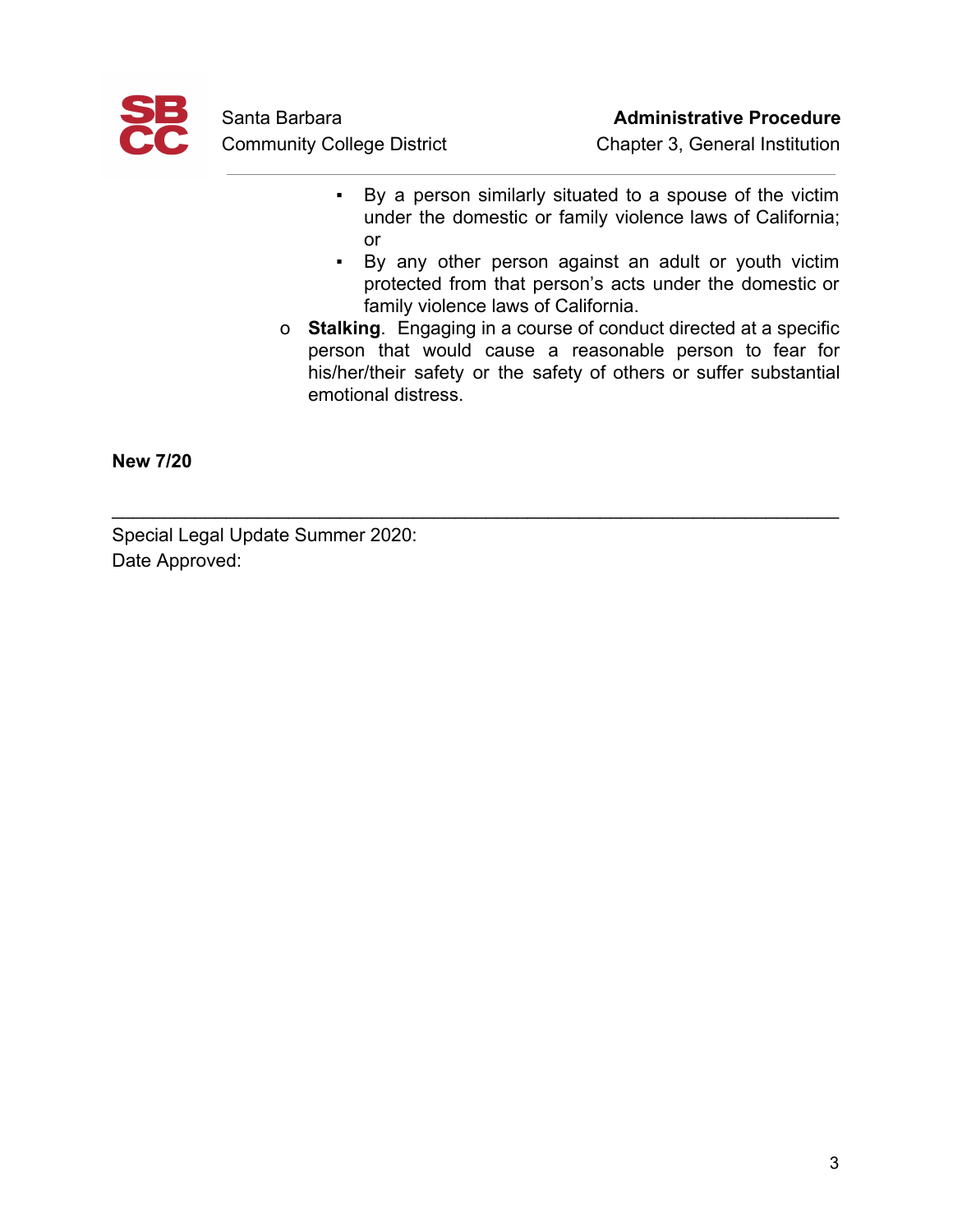- By a person similarly situated to a spouse of the victim under the domestic or family violence laws of California; or
    - By any other person against an adult or youth victim protected from that person's acts under the domestic or family violence laws of California.
- **Stalking**. Engaging in a course of conduct directed at a specific person that would cause a reasonable person to fear for his/her/their safety or the safety of others or suffer substantial emotional distress.

**New 7/20**

---

Special Legal Update Summer 2020:
Date Approved: